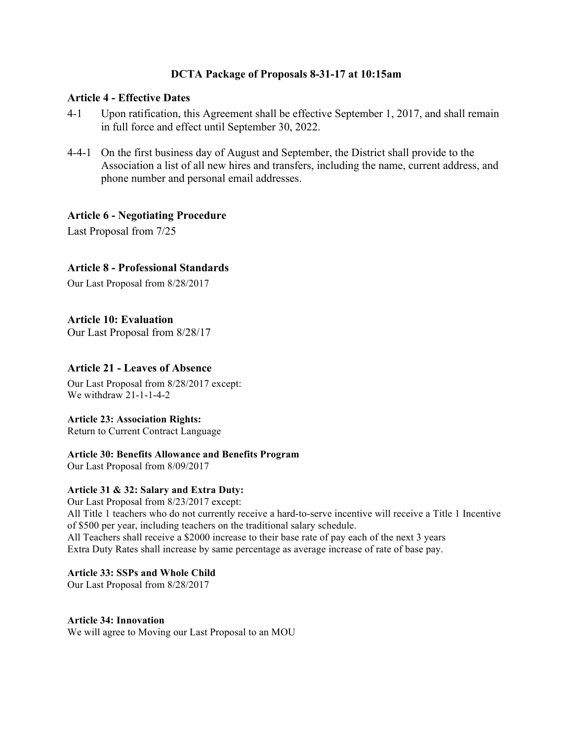# DCTA Package of Proposals 8-31-17 at 10:15am

## Article 4 - Effective Dates

4-1 Upon ratification, this Agreement shall be effective September 1, 2017, and shall remain in full force and effect until September 30, 2022.

4-4-1 On the first business day of August and September, the District shall provide to the Association a list of all new hires and transfers, including the name, current address, and phone number and personal email addresses.

## Article 6 - Negotiating Procedure

Last Proposal from 7/25

## Article 8 - Professional Standards

Our Last Proposal from 8/28/2017

## Article 10: Evaluation

Our Last Proposal from 8/28/17

## Article 21 - Leaves of Absence

Our Last Proposal from 8/28/2017 except:
We withdraw 21-1-1-4-2

### Article 23: Association Rights:

Return to Current Contract Language

### Article 30: Benefits Allowance and Benefits Program

Our Last Proposal from 8/09/2017

### Article 31 & 32: Salary and Extra Duty:

Our Last Proposal from 8/23/2017 except:
All Title 1 teachers who do not currently receive a hard-to-serve incentive will receive a Title 1 Incentive of $500 per year, including teachers on the traditional salary schedule.
All Teachers shall receive a $2000 increase to their base rate of pay each of the next 3 years
Extra Duty Rates shall increase by same percentage as average increase of rate of base pay.

### Article 33: SSPs and Whole Child

Our Last Proposal from 8/28/2017

### Article 34: Innovation

We will agree to Moving our Last Proposal to an MOU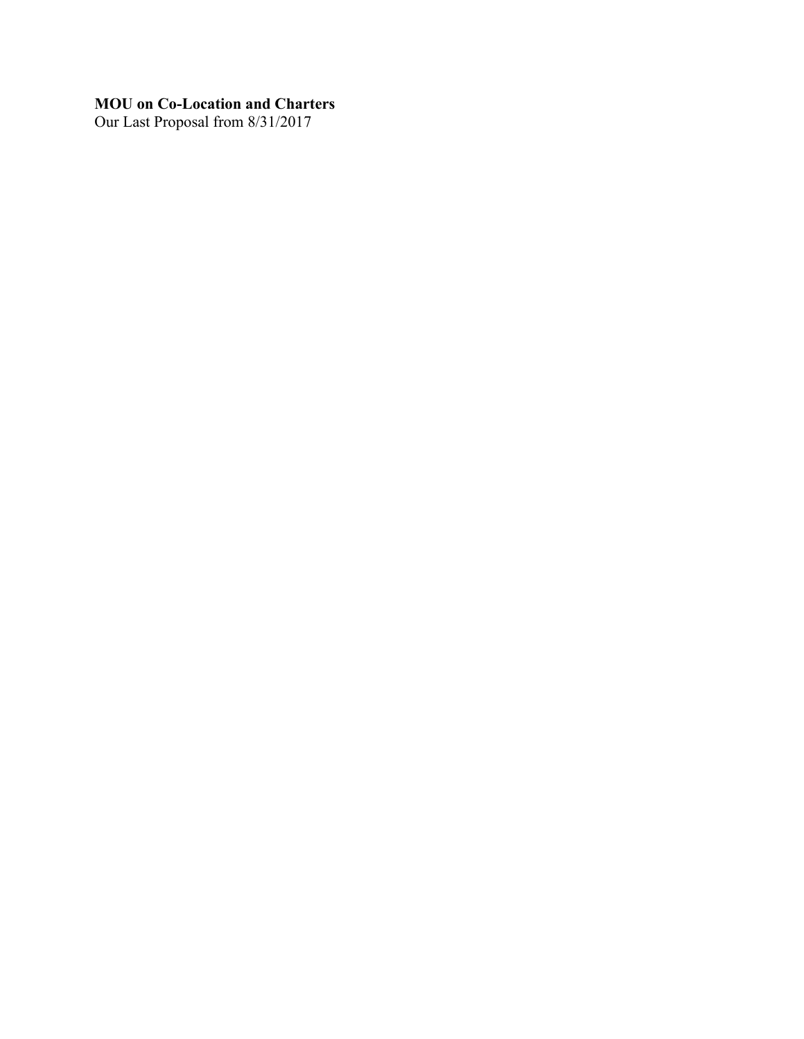**MOU on Co-Location and Charters**
Our Last Proposal from 8/31/2017